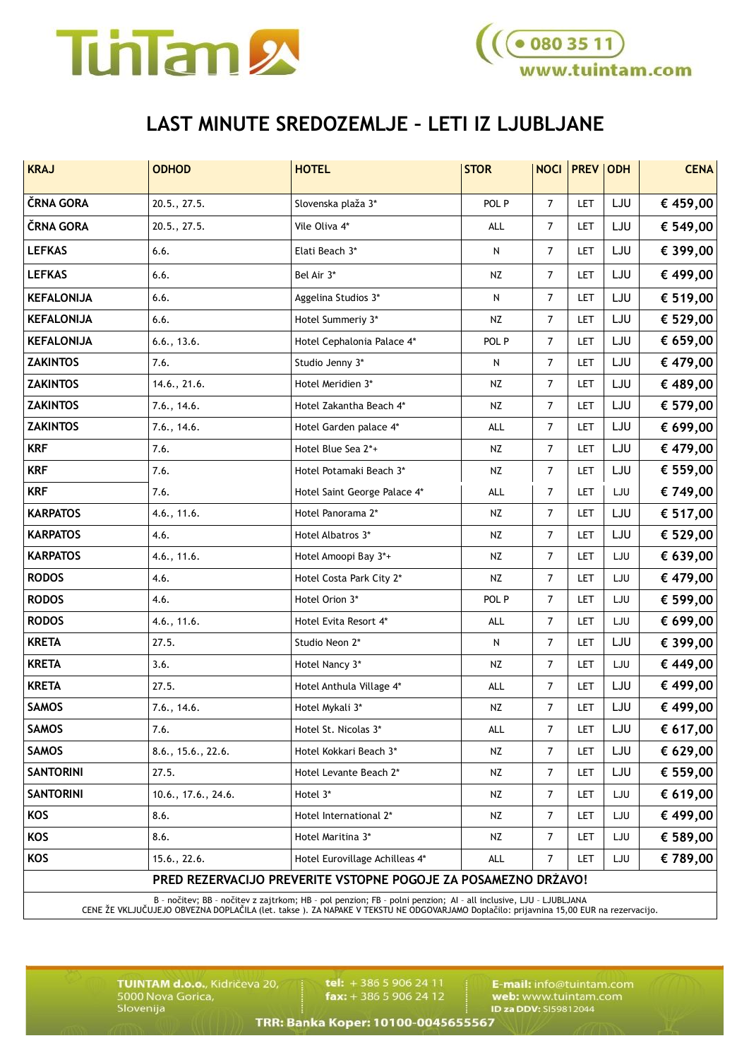TüTam

080 35 11
www.tuintam.com

# LAST MINUTE SREDOZEMLJE – LETI IZ LJUBLJANE

| KRAJ | ODHOD | HOTEL | STOR | NOCI | PREV | ODH | CENA |
|---|---|---|---|---|---|---|---|
| ČRNA GORA | 20.5., 27.5. | Slovenska plaža 3* | POL P | 7 | LET | LJU | € 459,00 |
| ČRNA GORA | 20.5., 27.5. | Vile Oliva 4* | ALL | 7 | LET | LJU | € 549,00 |
| LEFKAS | 6.6. | Elati Beach 3* | N | 7 | LET | LJU | € 399,00 |
| LEFKAS | 6.6. | Bel Air 3* | NZ | 7 | LET | LJU | € 499,00 |
| KEFALONIJA | 6.6. | Aggelina Studios 3* | N | 7 | LET | LJU | € 519,00 |
| KEFALONIJA | 6.6. | Hotel Summeriy 3* | NZ | 7 | LET | LJU | € 529,00 |
| KEFALONIJA | 6.6., 13.6. | Hotel Cephalonia Palace 4* | POL P | 7 | LET | LJU | € 659,00 |
| ZAKINTOS | 7.6. | Studio Jenny 3* | N | 7 | LET | LJU | € 479,00 |
| ZAKINTOS | 14.6., 21.6. | Hotel Meridien 3* | NZ | 7 | LET | LJU | € 489,00 |
| ZAKINTOS | 7.6., 14.6. | Hotel Zakantha Beach 4* | NZ | 7 | LET | LJU | € 579,00 |
| ZAKINTOS | 7.6., 14.6. | Hotel Garden palace 4* | ALL | 7 | LET | LJU | € 699,00 |
| KRF | 7.6. | Hotel Blue Sea 2*+ | NZ | 7 | LET | LJU | € 479,00 |
| KRF | 7.6. | Hotel Potamaki Beach 3* | NZ | 7 | LET | LJU | € 559,00 |
| KRF | 7.6. | Hotel Saint George Palace 4* | ALL | 7 | LET | LJU | € 749,00 |
| KARPATOS | 4.6., 11.6. | Hotel Panorama 2* | NZ | 7 | LET | LJU | € 517,00 |
| KARPATOS | 4.6. | Hotel Albatros 3* | NZ | 7 | LET | LJU | € 529,00 |
| KARPATOS | 4.6., 11.6. | Hotel Amoopi Bay 3*+ | NZ | 7 | LET | LJU | € 639,00 |
| RODOS | 4.6. | Hotel Costa Park City 2* | NZ | 7 | LET | LJU | € 479,00 |
| RODOS | 4.6. | Hotel Orion 3* | POL P | 7 | LET | LJU | € 599,00 |
| RODOS | 4.6., 11.6. | Hotel Evita Resort 4* | ALL | 7 | LET | LJU | € 699,00 |
| KRETA | 27.5. | Studio Neon 2* | N | 7 | LET | LJU | € 399,00 |
| KRETA | 3.6. | Hotel Nancy 3* | NZ | 7 | LET | LJU | € 449,00 |
| KRETA | 27.5. | Hotel Anthula Village 4* | ALL | 7 | LET | LJU | € 499,00 |
| SAMOS | 7.6., 14.6. | Hotel Mykali 3* | NZ | 7 | LET | LJU | € 499,00 |
| SAMOS | 7.6. | Hotel St. Nicolas 3* | ALL | 7 | LET | LJU | € 617,00 |
| SAMOS | 8.6., 15.6., 22.6. | Hotel Kokkari Beach 3* | NZ | 7 | LET | LJU | € 629,00 |
| SANTORINI | 27.5. | Hotel Levante Beach 2* | NZ | 7 | LET | LJU | € 559,00 |
| SANTORINI | 10.6., 17.6., 24.6. | Hotel 3* | NZ | 7 | LET | LJU | € 619,00 |
| KOS | 8.6. | Hotel International 2* | NZ | 7 | LET | LJU | € 499,00 |
| KOS | 8.6. | Hotel Maritina 3* | NZ | 7 | LET | LJU | € 589,00 |
| KOS | 15.6., 22.6. | Hotel Eurovillage Achilleas 4* | ALL | 7 | LET | LJU | € 789,00 |

**PRED REZERVACIJO PREVERITE VSTOPNE POGOJE ZA POSAMEZNO DRŽAVO!**

B - nočitev; BB - nočitev z zajtrkom; HB - pol penzion; FB - polni penzion; AI - all inclusive, LJU - LJUBLJANA
CENE ŽE VKLJUČUJEJO OBVEZNA DOPLAČILA (let. takse ). ZA NAPAKE V TEKSTU NE ODGOVARJAMO Doplačilo: prijavnina 15,00 EUR na rezervacijo.

**TUINTAM d.o.o.**, Kidričeva 20, 5000 Nova Gorica, Slovenija
**tel:** + 386 5 906 24 11
**fax:** + 386 5 906 24 12
**E-mail:** info@tuintam.com
**web:** www.tuintam.com
**ID za DDV:** SI59812044
**TRR: Banka Koper: 10100-0045655567**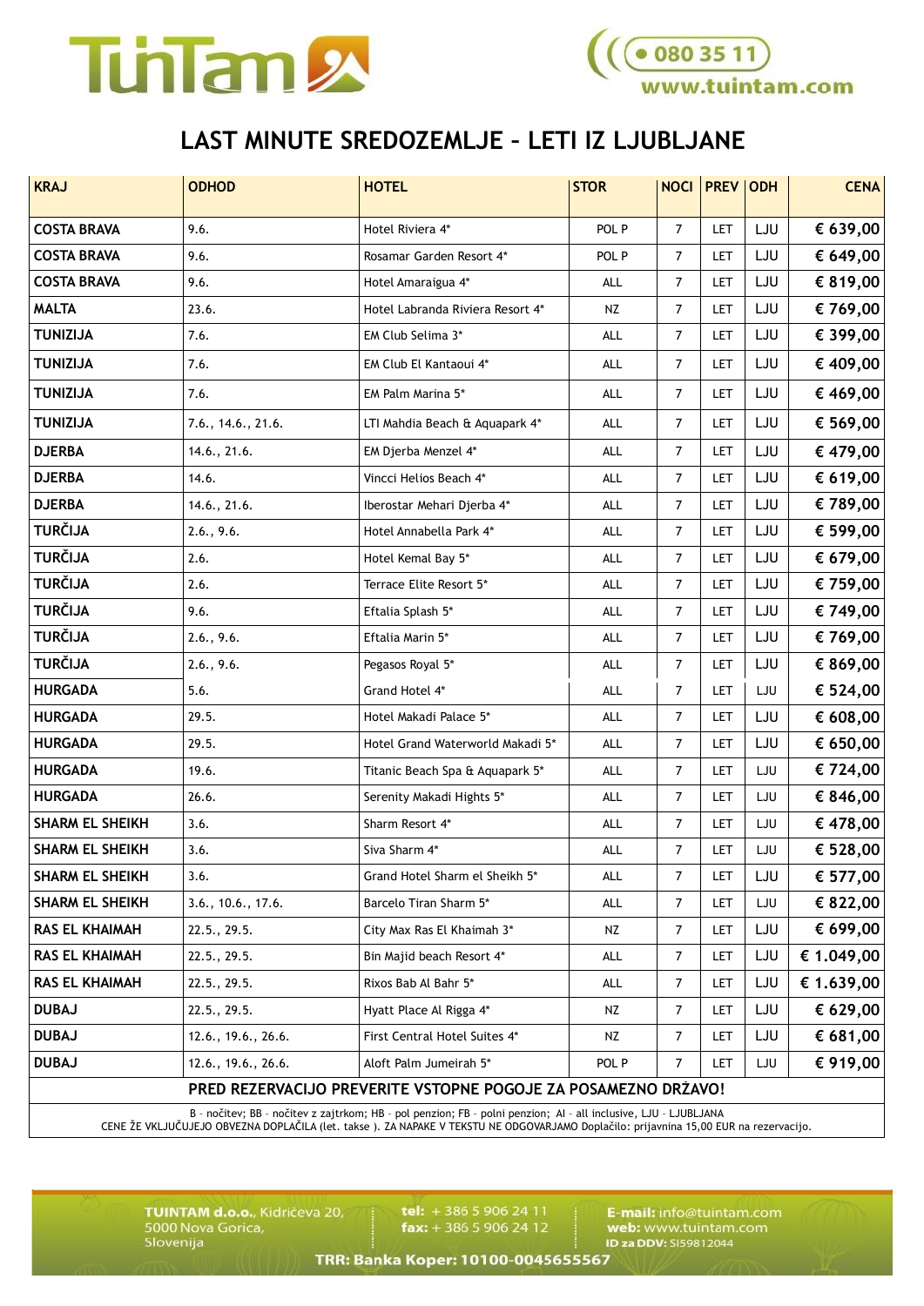# LAST MINUTE SREDOZEMLJE – LETI IZ LJUBLJANE

| KRAJ | ODHOD | HOTEL | STOR | NOCI | PREV | ODH | CENA |
|---|---|---|---|---|---|---|---|
| COSTA BRAVA | 9.6. | Hotel Riviera 4* | POL P | 7 | LET | LJU | € 639,00 |
| COSTA BRAVA | 9.6. | Rosamar Garden Resort 4* | POL P | 7 | LET | LJU | € 649,00 |
| COSTA BRAVA | 9.6. | Hotel Amaraigua 4* | ALL | 7 | LET | LJU | € 819,00 |
| MALTA | 23.6. | Hotel Labranda Riviera Resort 4* | NZ | 7 | LET | LJU | € 769,00 |
| TUNIZIJA | 7.6. | EM Club Selima 3* | ALL | 7 | LET | LJU | € 399,00 |
| TUNIZIJA | 7.6. | EM Club El Kantaoui 4* | ALL | 7 | LET | LJU | € 409,00 |
| TUNIZIJA | 7.6. | EM Palm Marina 5* | ALL | 7 | LET | LJU | € 469,00 |
| TUNIZIJA | 7.6., 14.6., 21.6. | LTI Mahdia Beach & Aquapark 4* | ALL | 7 | LET | LJU | € 569,00 |
| DJERBA | 14.6., 21.6. | EM Djerba Menzel 4* | ALL | 7 | LET | LJU | € 479,00 |
| DJERBA | 14.6. | Vincci Helios Beach 4* | ALL | 7 | LET | LJU | € 619,00 |
| DJERBA | 14.6., 21.6. | Iberostar Mehari Djerba 4* | ALL | 7 | LET | LJU | € 789,00 |
| TURČIJA | 2.6., 9.6. | Hotel Annabella Park 4* | ALL | 7 | LET | LJU | € 599,00 |
| TURČIJA | 2.6. | Hotel Kemal Bay 5* | ALL | 7 | LET | LJU | € 679,00 |
| TURČIJA | 2.6. | Terrace Elite Resort 5* | ALL | 7 | LET | LJU | € 759,00 |
| TURČIJA | 9.6. | Eftalia Splash 5* | ALL | 7 | LET | LJU | € 749,00 |
| TURČIJA | 2.6., 9.6. | Eftalia Marin 5* | ALL | 7 | LET | LJU | € 769,00 |
| TURČIJA | 2.6., 9.6. | Pegasos Royal 5* | ALL | 7 | LET | LJU | € 869,00 |
| HURGADA | 5.6. | Grand Hotel 4* | ALL | 7 | LET | LJU | € 524,00 |
| HURGADA | 29.5. | Hotel Makadi Palace 5* | ALL | 7 | LET | LJU | € 608,00 |
| HURGADA | 29.5. | Hotel Grand Waterworld Makadi 5* | ALL | 7 | LET | LJU | € 650,00 |
| HURGADA | 19.6. | Titanic Beach Spa & Aquapark 5* | ALL | 7 | LET | LJU | € 724,00 |
| HURGADA | 26.6. | Serenity Makadi Hights 5* | ALL | 7 | LET | LJU | € 846,00 |
| SHARM EL SHEIKH | 3.6. | Sharm Resort 4* | ALL | 7 | LET | LJU | € 478,00 |
| SHARM EL SHEIKH | 3.6. | Siva Sharm 4* | ALL | 7 | LET | LJU | € 528,00 |
| SHARM EL SHEIKH | 3.6. | Grand Hotel Sharm el Sheikh 5* | ALL | 7 | LET | LJU | € 577,00 |
| SHARM EL SHEIKH | 3.6., 10.6., 17.6. | Barcelo Tiran Sharm 5* | ALL | 7 | LET | LJU | € 822,00 |
| RAS EL KHAIMAH | 22.5., 29.5. | City Max Ras El Khaimah 3* | NZ | 7 | LET | LJU | € 699,00 |
| RAS EL KHAIMAH | 22.5., 29.5. | Bin Majid beach Resort 4* | ALL | 7 | LET | LJU | € 1.049,00 |
| RAS EL KHAIMAH | 22.5., 29.5. | Rixos Bab Al Bahr 5* | ALL | 7 | LET | LJU | € 1.639,00 |
| DUBAJ | 22.5., 29.5. | Hyatt Place Al Rigga 4* | NZ | 7 | LET | LJU | € 629,00 |
| DUBAJ | 12.6., 19.6., 26.6. | First Central Hotel Suites 4* | NZ | 7 | LET | LJU | € 681,00 |
| DUBAJ | 12.6., 19.6., 26.6. | Aloft Palm Jumeirah 5* | POL P | 7 | LET | LJU | € 919,00 |

**PRED REZERVACIJO PREVERITE VSTOPNE POGOJE ZA POSAMEZNO DRŽAVO!**

B - nočitev; BB - nočitev z zajtrkom; HB - pol penzion; FB - polni penzion; AI - all inclusive, LJU - LJUBLJANA
CENE ŽE VKLJUČUJEJO OBVEZNA DOPLAČILA (let. takse ). ZA NAPAKE V TEKSTU NE ODGOVARJAMO Doplačilo: prijavnina 15,00 EUR na rezervacijo.